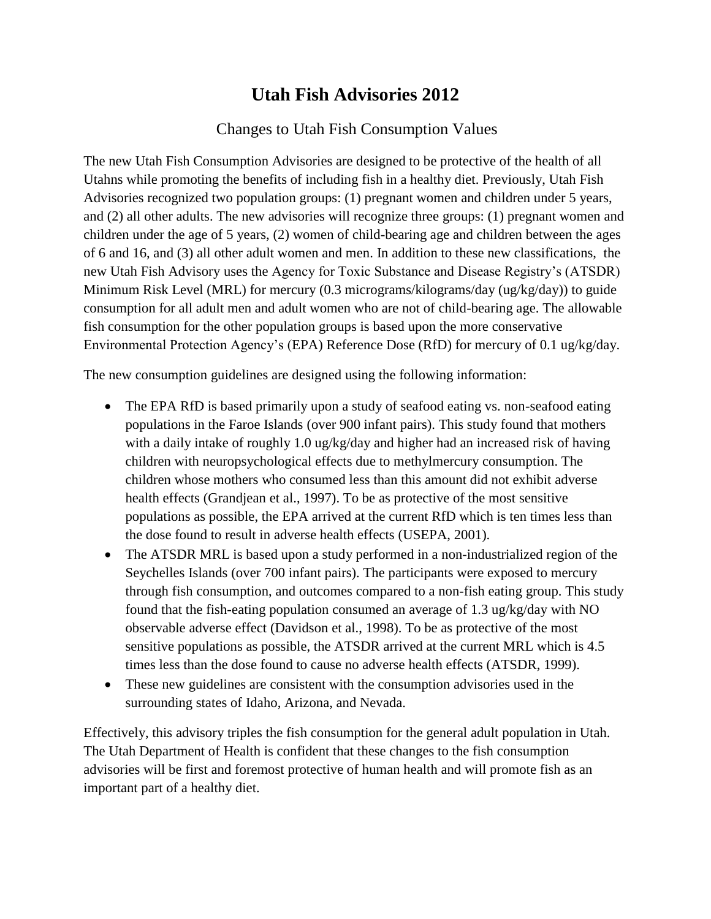# Utah Fish Advisories 2012

## Changes to Utah Fish Consumption Values

The new Utah Fish Consumption Advisories are designed to be protective of the health of all Utahns while promoting the benefits of including fish in a healthy diet. Previously, Utah Fish Advisories recognized two population groups: (1) pregnant women and children under 5 years, and (2) all other adults. The new advisories will recognize three groups: (1) pregnant women and children under the age of 5 years, (2) women of child-bearing age and children between the ages of 6 and 16, and (3) all other adult women and men. In addition to these new classifications, the new Utah Fish Advisory uses the Agency for Toxic Substance and Disease Registry's (ATSDR) Minimum Risk Level (MRL) for mercury (0.3 micrograms/kilograms/day (ug/kg/day)) to guide consumption for all adult men and adult women who are not of child-bearing age. The allowable fish consumption for the other population groups is based upon the more conservative Environmental Protection Agency's (EPA) Reference Dose (RfD) for mercury of 0.1 ug/kg/day.

The new consumption guidelines are designed using the following information:

- The EPA RfD is based primarily upon a study of seafood eating vs. non-seafood eating populations in the Faroe Islands (over 900 infant pairs). This study found that mothers with a daily intake of roughly 1.0 ug/kg/day and higher had an increased risk of having children with neuropsychological effects due to methylmercury consumption. The children whose mothers who consumed less than this amount did not exhibit adverse health effects (Grandjean et al., 1997). To be as protective of the most sensitive populations as possible, the EPA arrived at the current RfD which is ten times less than the dose found to result in adverse health effects (USEPA, 2001).
- The ATSDR MRL is based upon a study performed in a non-industrialized region of the Seychelles Islands (over 700 infant pairs). The participants were exposed to mercury through fish consumption, and outcomes compared to a non-fish eating group. This study found that the fish-eating population consumed an average of 1.3 ug/kg/day with NO observable adverse effect (Davidson et al., 1998). To be as protective of the most sensitive populations as possible, the ATSDR arrived at the current MRL which is 4.5 times less than the dose found to cause no adverse health effects (ATSDR, 1999).
- These new guidelines are consistent with the consumption advisories used in the surrounding states of Idaho, Arizona, and Nevada.

Effectively, this advisory triples the fish consumption for the general adult population in Utah. The Utah Department of Health is confident that these changes to the fish consumption advisories will be first and foremost protective of human health and will promote fish as an important part of a healthy diet.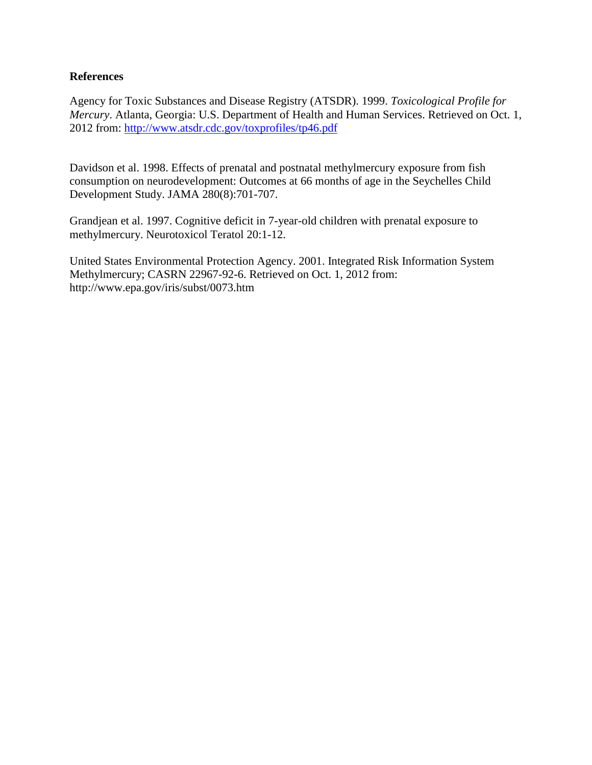**References**

Agency for Toxic Substances and Disease Registry (ATSDR). 1999. *Toxicological Profile for Mercury*. Atlanta, Georgia: U.S. Department of Health and Human Services. Retrieved on Oct. 1, 2012 from: [http://www.atsdr.cdc.gov/toxprofiles/tp46.pdf](http://www.atsdr.cdc.gov/toxprofiles/tp46.pdf)

Davidson et al. 1998. Effects of prenatal and postnatal methylmercury exposure from fish consumption on neurodevelopment: Outcomes at 66 months of age in the Seychelles Child Development Study. JAMA 280(8):701-707.

Grandjean et al. 1997. Cognitive deficit in 7-year-old children with prenatal exposure to methylmercury. Neurotoxicol Teratol 20:1-12.

United States Environmental Protection Agency. 2001. Integrated Risk Information System Methylmercury; CASRN 22967-92-6. Retrieved on Oct. 1, 2012 from: http://www.epa.gov/iris/subst/0073.htm